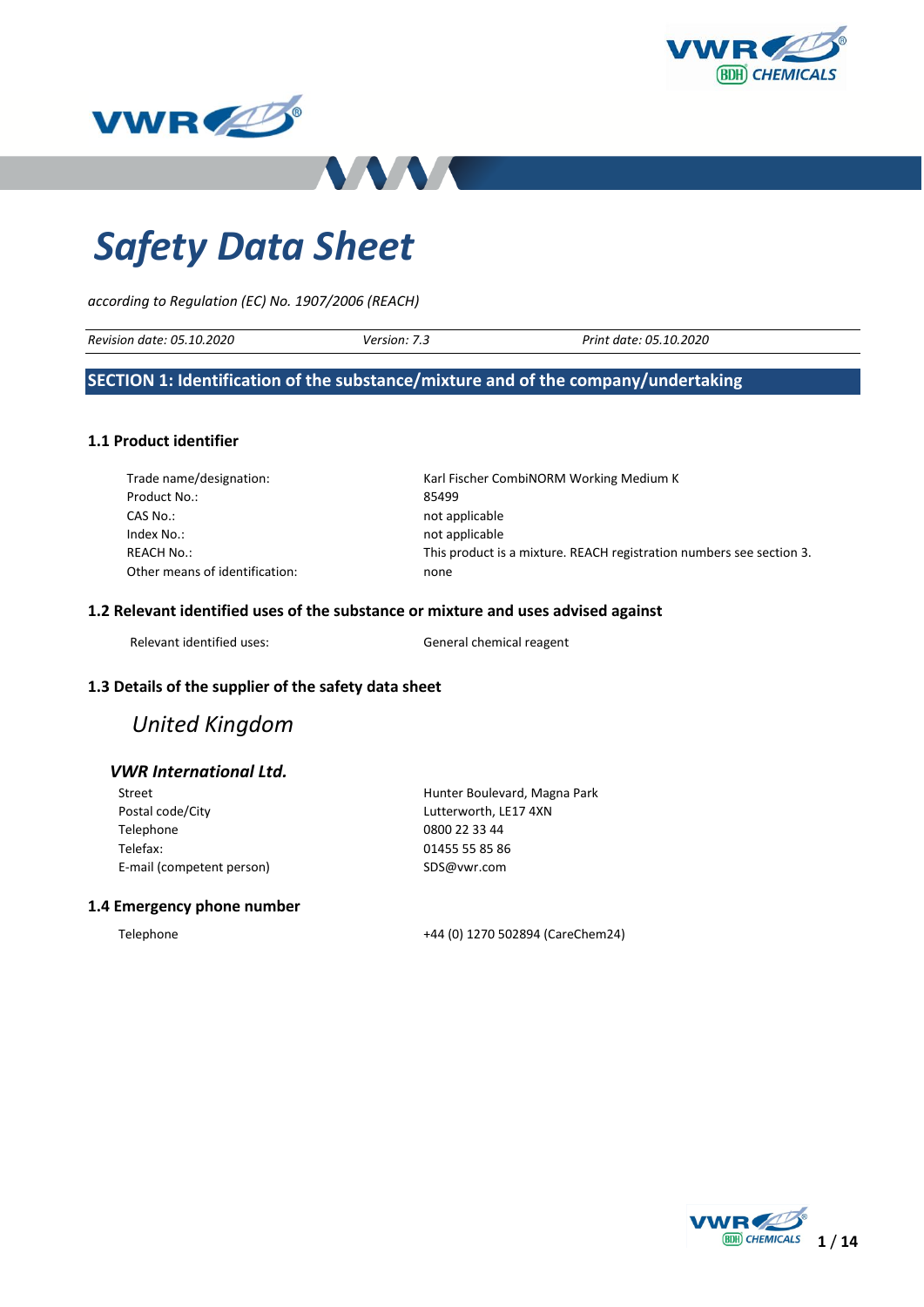# Safety Data Sheet

*according to Regulation (EC) No. 1907/2006 (REACH)*

| *Revision date: 05.10.2020* | *Version: 7.3* | *Print date: 05.10.2020* |
|---|---|---|

## SECTION 1: Identification of the substance/mixture and of the company/undertaking

### 1.1 Product identifier

| | |
|---|---|
| Trade name/designation: | Karl Fischer CombiNORM Working Medium K |
| Product No.: | 85499 |
| CAS No.: | not applicable |
| Index No.: | not applicable |
| REACH No.: | This product is a mixture. REACH registration numbers see section 3. |
| Other means of identification: | none |

### 1.2 Relevant identified uses of the substance or mixture and uses advised against

| | |
|---|---|
| Relevant identified uses: | General chemical reagent |

### 1.3 Details of the supplier of the safety data sheet

*United Kingdom*

***VWR International Ltd.***

| | |
|---|---|
| Street | Hunter Boulevard, Magna Park |
| Postal code/City | Lutterworth, LE17 4XN |
| Telephone | 0800 22 33 44 |
| Telefax: | 01455 55 85 86 |
| E-mail (competent person) | SDS@vwr.com |

### 1.4 Emergency phone number

| | |
|---|---|
| Telephone | +44 (0) 1270 502894 (CareChem24) |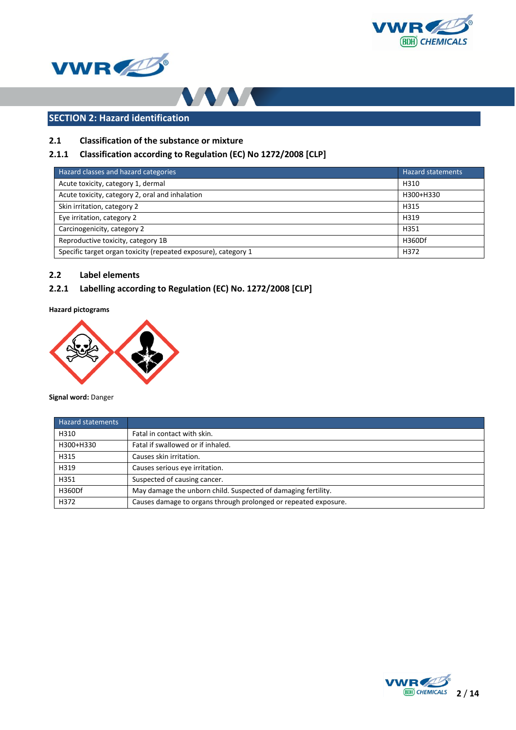## SECTION 2: Hazard identification

### 2.1 Classification of the substance or mixture

#### 2.1.1 Classification according to Regulation (EC) No 1272/2008 [CLP]

| Hazard classes and hazard categories | Hazard statements |
|---|---|
| Acute toxicity, category 1, dermal | H310 |
| Acute toxicity, category 2, oral and inhalation | H300+H330 |
| Skin irritation, category 2 | H315 |
| Eye irritation, category 2 | H319 |
| Carcinogenicity, category 2 | H351 |
| Reproductive toxicity, category 1B | H360Df |
| Specific target organ toxicity (repeated exposure), category 1 | H372 |

### 2.2 Label elements

#### 2.2.1 Labelling according to Regulation (EC) No. 1272/2008 [CLP]

**Hazard pictograms**

**Signal word:** Danger

| Hazard statements | |
|---|---|
| H310 | Fatal in contact with skin. |
| H300+H330 | Fatal if swallowed or if inhaled. |
| H315 | Causes skin irritation. |
| H319 | Causes serious eye irritation. |
| H351 | Suspected of causing cancer. |
| H360Df | May damage the unborn child. Suspected of damaging fertility. |
| H372 | Causes damage to organs through prolonged or repeated exposure. |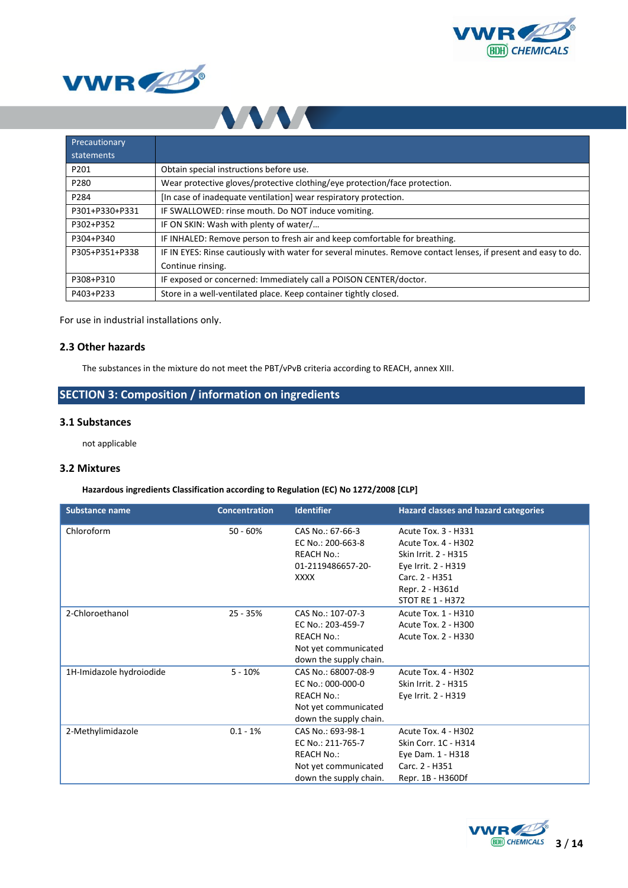| Precautionary statements | |
|---|---|
| P201 | Obtain special instructions before use. |
| P280 | Wear protective gloves/protective clothing/eye protection/face protection. |
| P284 | [In case of inadequate ventilation] wear respiratory protection. |
| P301+P330+P331 | IF SWALLOWED: rinse mouth. Do NOT induce vomiting. |
| P302+P352 | IF ON SKIN: Wash with plenty of water/… |
| P304+P340 | IF INHALED: Remove person to fresh air and keep comfortable for breathing. |
| P305+P351+P338 | IF IN EYES: Rinse cautiously with water for several minutes. Remove contact lenses, if present and easy to do. Continue rinsing. |
| P308+P310 | IF exposed or concerned: Immediately call a POISON CENTER/doctor. |
| P403+P233 | Store in a well-ventilated place. Keep container tightly closed. |

For use in industrial installations only.

### 2.3 Other hazards

The substances in the mixture do not meet the PBT/vPvB criteria according to REACH, annex XIII.

## SECTION 3: Composition / information on ingredients

### 3.1 Substances

not applicable

### 3.2 Mixtures

**Hazardous ingredients Classification according to Regulation (EC) No 1272/2008 [CLP]**

| Substance name | Concentration | Identifier | Hazard classes and hazard categories |
|---|---|---|---|
| Chloroform | 50 - 60% | CAS No.: 67-66-3<br>EC No.: 200-663-8<br>REACH No.:<br>01-2119486657-20-XXXX | Acute Tox. 3 - H331<br>Acute Tox. 4 - H302<br>Skin Irrit. 2 - H315<br>Eye Irrit. 2 - H319<br>Carc. 2 - H351<br>Repr. 2 - H361d<br>STOT RE 1 - H372 |
| 2-Chloroethanol | 25 - 35% | CAS No.: 107-07-3<br>EC No.: 203-459-7<br>REACH No.:<br>Not yet communicated down the supply chain. | Acute Tox. 1 - H310<br>Acute Tox. 2 - H300<br>Acute Tox. 2 - H330 |
| 1H-Imidazole hydroiodide | 5 - 10% | CAS No.: 68007-08-9<br>EC No.: 000-000-0<br>REACH No.:<br>Not yet communicated down the supply chain. | Acute Tox. 4 - H302<br>Skin Irrit. 2 - H315<br>Eye Irrit. 2 - H319 |
| 2-Methylimidazole | 0.1 - 1% | CAS No.: 693-98-1<br>EC No.: 211-765-7<br>REACH No.:<br>Not yet communicated down the supply chain. | Acute Tox. 4 - H302<br>Skin Corr. 1C - H314<br>Eye Dam. 1 - H318<br>Carc. 2 - H351<br>Repr. 1B - H360Df |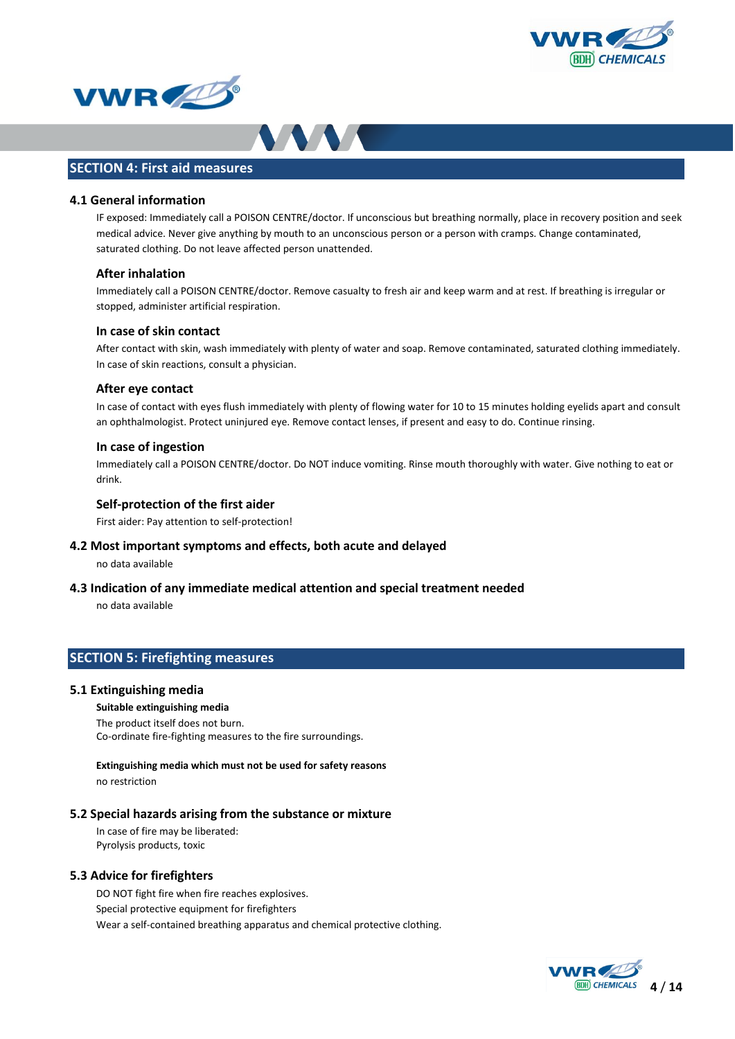## SECTION 4: First aid measures

### 4.1 General information

IF exposed: Immediately call a POISON CENTRE/doctor. If unconscious but breathing normally, place in recovery position and seek medical advice. Never give anything by mouth to an unconscious person or a person with cramps. Change contaminated, saturated clothing. Do not leave affected person unattended.

#### After inhalation

Immediately call a POISON CENTRE/doctor. Remove casualty to fresh air and keep warm and at rest. If breathing is irregular or stopped, administer artificial respiration.

#### In case of skin contact

After contact with skin, wash immediately with plenty of water and soap. Remove contaminated, saturated clothing immediately. In case of skin reactions, consult a physician.

#### After eye contact

In case of contact with eyes flush immediately with plenty of flowing water for 10 to 15 minutes holding eyelids apart and consult an ophthalmologist. Protect uninjured eye. Remove contact lenses, if present and easy to do. Continue rinsing.

#### In case of ingestion

Immediately call a POISON CENTRE/doctor. Do NOT induce vomiting. Rinse mouth thoroughly with water. Give nothing to eat or drink.

#### Self-protection of the first aider

First aider: Pay attention to self-protection!

### 4.2 Most important symptoms and effects, both acute and delayed

no data available

### 4.3 Indication of any immediate medical attention and special treatment needed

no data available

## SECTION 5: Firefighting measures

### 5.1 Extinguishing media

**Suitable extinguishing media**

The product itself does not burn.
Co-ordinate fire-fighting measures to the fire surroundings.

**Extinguishing media which must not be used for safety reasons**

no restriction

### 5.2 Special hazards arising from the substance or mixture

In case of fire may be liberated:
Pyrolysis products, toxic

### 5.3 Advice for firefighters

DO NOT fight fire when fire reaches explosives.
Special protective equipment for firefighters
Wear a self-contained breathing apparatus and chemical protective clothing.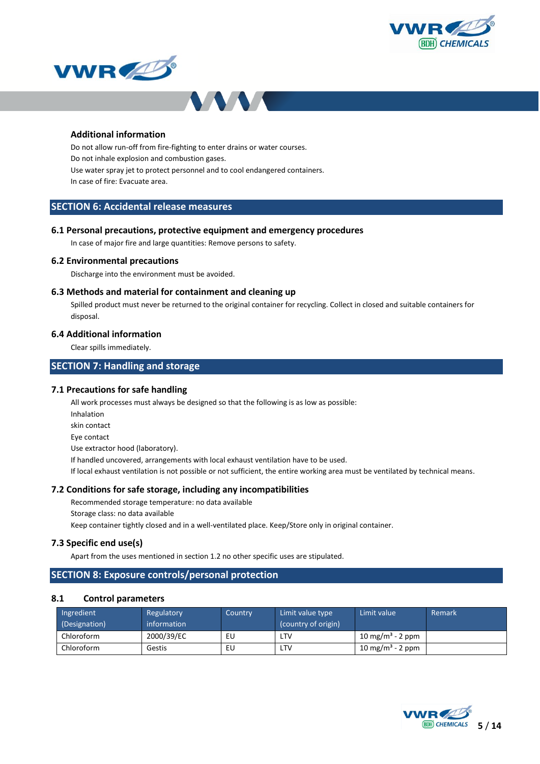### Additional information

Do not allow run-off from fire-fighting to enter drains or water courses.
Do not inhale explosion and combustion gases.
Use water spray jet to protect personnel and to cool endangered containers.
In case of fire: Evacuate area.

## SECTION 6: Accidental release measures

### 6.1 Personal precautions, protective equipment and emergency procedures

In case of major fire and large quantities: Remove persons to safety.

### 6.2 Environmental precautions

Discharge into the environment must be avoided.

### 6.3 Methods and material for containment and cleaning up

Spilled product must never be returned to the original container for recycling. Collect in closed and suitable containers for disposal.

### 6.4 Additional information

Clear spills immediately.

## SECTION 7: Handling and storage

### 7.1 Precautions for safe handling

All work processes must always be designed so that the following is as low as possible:
Inhalation
skin contact
Eye contact
Use extractor hood (laboratory).
If handled uncovered, arrangements with local exhaust ventilation have to be used.
If local exhaust ventilation is not possible or not sufficient, the entire working area must be ventilated by technical means.

### 7.2 Conditions for safe storage, including any incompatibilities

Recommended storage temperature: no data available
Storage class: no data available
Keep container tightly closed and in a well-ventilated place. Keep/Store only in original container.

### 7.3 Specific end use(s)

Apart from the uses mentioned in section 1.2 no other specific uses are stipulated.

## SECTION 8: Exposure controls/personal protection

### 8.1 Control parameters

| Ingredient (Designation) | Regulatory information | Country | Limit value type (country of origin) | Limit value | Remark |
|---|---|---|---|---|---|
| Chloroform | 2000/39/EC | EU | LTV | 10 mg/m$^3$ - 2 ppm | |
| Chloroform | Gestis | EU | LTV | 10 mg/m$^3$ - 2 ppm | |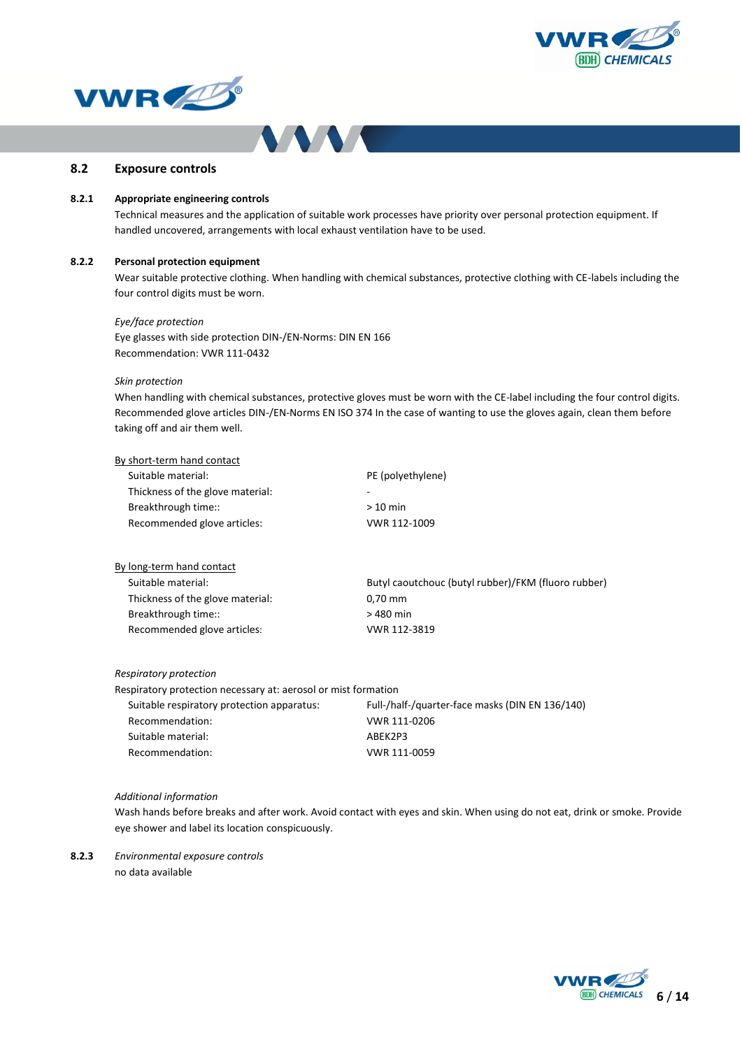## 8.2 Exposure controls

### 8.2.1 Appropriate engineering controls

Technical measures and the application of suitable work processes have priority over personal protection equipment. If handled uncovered, arrangements with local exhaust ventilation have to be used.

### 8.2.2 Personal protection equipment

Wear suitable protective clothing. When handling with chemical substances, protective clothing with CE-labels including the four control digits must be worn.

*Eye/face protection*

Eye glasses with side protection DIN-/EN-Norms: DIN EN 166

Recommendation: VWR 111-0432

*Skin protection*

When handling with chemical substances, protective gloves must be worn with the CE-label including the four control digits. Recommended glove articles DIN-/EN-Norms EN ISO 374 In the case of wanting to use the gloves again, clean them before taking off and air them well.

<u>By short-term hand contact</u>

| | |
|---|---|
| Suitable material: | PE (polyethylene) |
| Thickness of the glove material: | - |
| Breakthrough time:: | > 10 min |
| Recommended glove articles: | VWR 112-1009 |

<u>By long-term hand contact</u>

| | |
|---|---|
| Suitable material: | Butyl caoutchouc (butyl rubber)/FKM (fluoro rubber) |
| Thickness of the glove material: | 0,70 mm |
| Breakthrough time:: | > 480 min |
| Recommended glove articles: | VWR 112-3819 |

*Respiratory protection*

Respiratory protection necessary at: aerosol or mist formation

| | |
|---|---|
| Suitable respiratory protection apparatus: | Full-/half-/quarter-face masks (DIN EN 136/140) |
| Recommendation: | VWR 111-0206 |
| Suitable material: | ABEK2P3 |
| Recommendation: | VWR 111-0059 |

*Additional information*

Wash hands before breaks and after work. Avoid contact with eyes and skin. When using do not eat, drink or smoke. Provide eye shower and label its location conspicuously.

### 8.2.3 *Environmental exposure controls*

no data available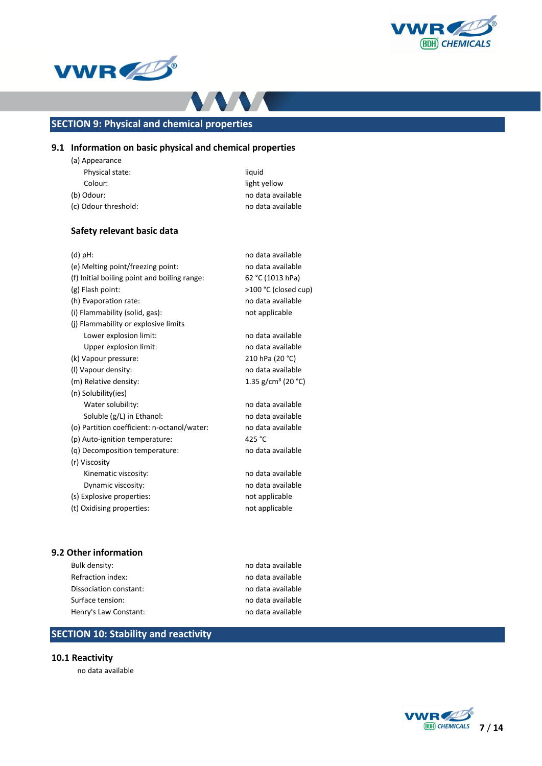## SECTION 9: Physical and chemical properties

### 9.1 Information on basic physical and chemical properties

| | |
|---|---|
| (a) Appearance | |
| Physical state: | liquid |
| Colour: | light yellow |
| (b) Odour: | no data available |
| (c) Odour threshold: | no data available |

#### Safety relevant basic data

| | |
|---|---|
| (d) pH: | no data available |
| (e) Melting point/freezing point: | no data available |
| (f) Initial boiling point and boiling range: | 62 °C (1013 hPa) |
| (g) Flash point: | >100 °C (closed cup) |
| (h) Evaporation rate: | no data available |
| (i) Flammability (solid, gas): | not applicable |
| (j) Flammability or explosive limits | |
| Lower explosion limit: | no data available |
| Upper explosion limit: | no data available |
| (k) Vapour pressure: | 210 hPa (20 °C) |
| (l) Vapour density: | no data available |
| (m) Relative density: | 1.35 g/cm³ (20 °C) |
| (n) Solubility(ies) | |
| Water solubility: | no data available |
| Soluble (g/L) in Ethanol: | no data available |
| (o) Partition coefficient: n-octanol/water: | no data available |
| (p) Auto-ignition temperature: | 425 °C |
| (q) Decomposition temperature: | no data available |
| (r) Viscosity | |
| Kinematic viscosity: | no data available |
| Dynamic viscosity: | no data available |
| (s) Explosive properties: | not applicable |
| (t) Oxidising properties: | not applicable |

### 9.2 Other information

| | |
|---|---|
| Bulk density: | no data available |
| Refraction index: | no data available |
| Dissociation constant: | no data available |
| Surface tension: | no data available |
| Henry's Law Constant: | no data available |

## SECTION 10: Stability and reactivity

### 10.1 Reactivity

no data available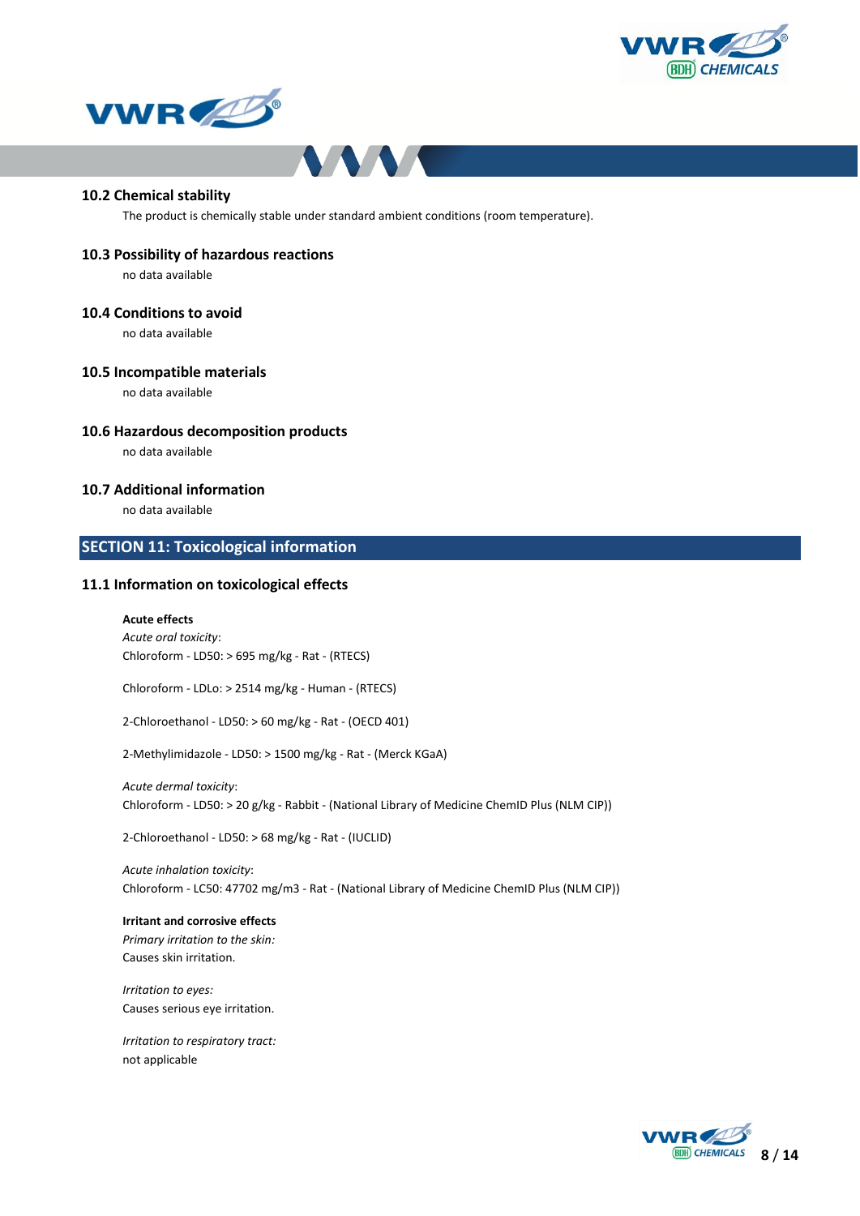### 10.2 Chemical stability

The product is chemically stable under standard ambient conditions (room temperature).

### 10.3 Possibility of hazardous reactions

no data available

### 10.4 Conditions to avoid

no data available

### 10.5 Incompatible materials

no data available

### 10.6 Hazardous decomposition products

no data available

### 10.7 Additional information

no data available

## SECTION 11: Toxicological information

### 11.1 Information on toxicological effects

**Acute effects**

*Acute oral toxicity*:

Chloroform - LD50: > 695 mg/kg - Rat - (RTECS)

Chloroform - LDLo: > 2514 mg/kg - Human - (RTECS)

2-Chloroethanol - LD50: > 60 mg/kg - Rat - (OECD 401)

2-Methylimidazole - LD50: > 1500 mg/kg - Rat - (Merck KGaA)

*Acute dermal toxicity*:

Chloroform - LD50: > 20 g/kg - Rabbit - (National Library of Medicine ChemID Plus (NLM CIP))

2-Chloroethanol - LD50: > 68 mg/kg - Rat - (IUCLID)

*Acute inhalation toxicity*:

Chloroform - LC50: 47702 mg/m3 - Rat - (National Library of Medicine ChemID Plus (NLM CIP))

**Irritant and corrosive effects**

*Primary irritation to the skin:*

Causes skin irritation.

*Irritation to eyes:*

Causes serious eye irritation.

*Irritation to respiratory tract:*

not applicable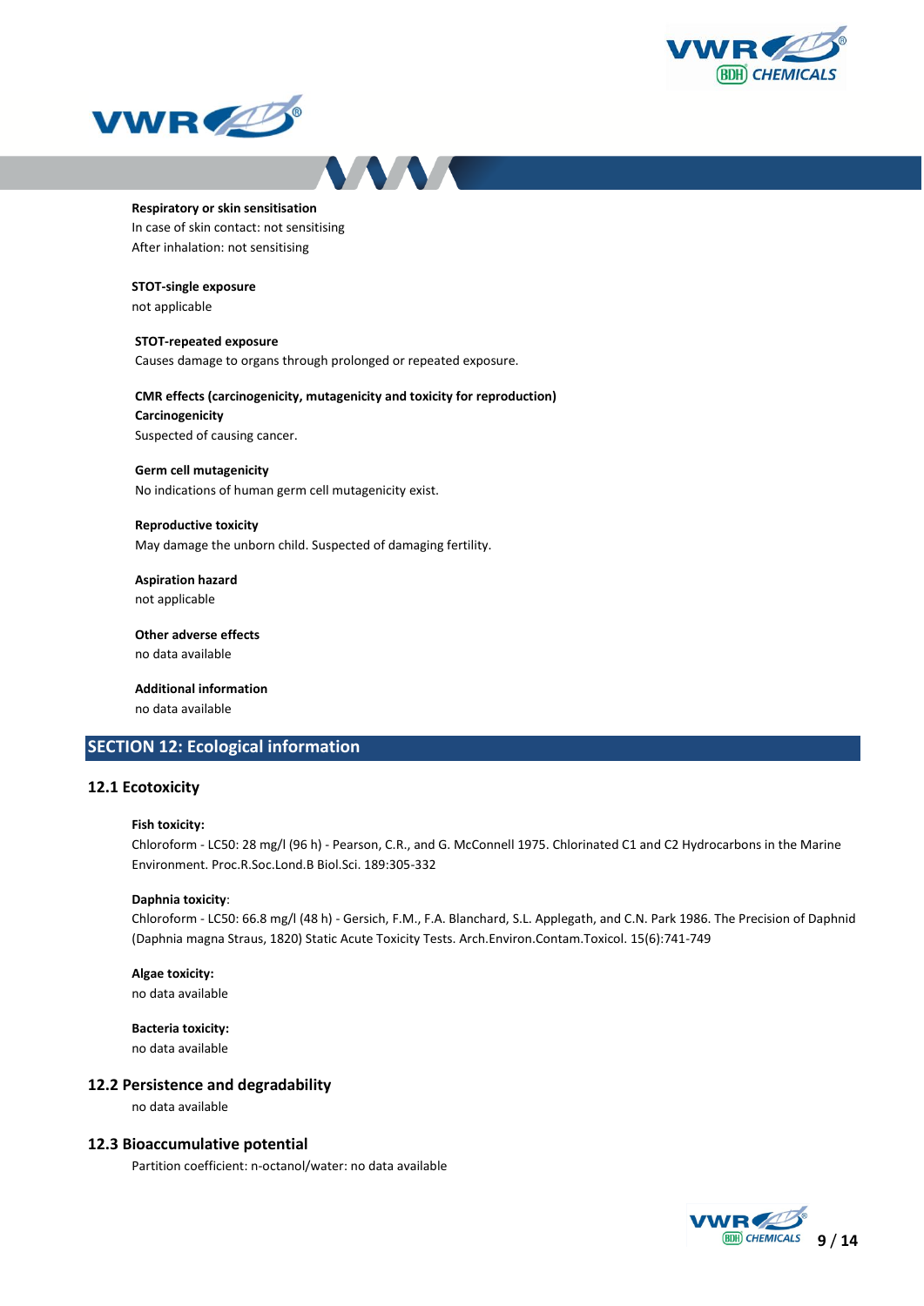**Respiratory or skin sensitisation**

In case of skin contact: not sensitising

After inhalation: not sensitising

**STOT-single exposure**

not applicable

**STOT-repeated exposure**

Causes damage to organs through prolonged or repeated exposure.

**CMR effects (carcinogenicity, mutagenicity and toxicity for reproduction)**

**Carcinogenicity**

Suspected of causing cancer.

**Germ cell mutagenicity**

No indications of human germ cell mutagenicity exist.

**Reproductive toxicity**

May damage the unborn child. Suspected of damaging fertility.

**Aspiration hazard**

not applicable

**Other adverse effects**

no data available

**Additional information**

no data available

## SECTION 12: Ecological information

### 12.1 Ecotoxicity

**Fish toxicity:**

Chloroform - LC50: 28 mg/l (96 h) - Pearson, C.R., and G. McConnell 1975. Chlorinated C1 and C2 Hydrocarbons in the Marine Environment. Proc.R.Soc.Lond.B Biol.Sci. 189:305-332

**Daphnia toxicity**:

Chloroform - LC50: 66.8 mg/l (48 h) - Gersich, F.M., F.A. Blanchard, S.L. Applegath, and C.N. Park 1986. The Precision of Daphnid (Daphnia magna Straus, 1820) Static Acute Toxicity Tests. Arch.Environ.Contam.Toxicol. 15(6):741-749

**Algae toxicity:**

no data available

**Bacteria toxicity:**

no data available

### 12.2 Persistence and degradability

no data available

### 12.3 Bioaccumulative potential

Partition coefficient: n-octanol/water: no data available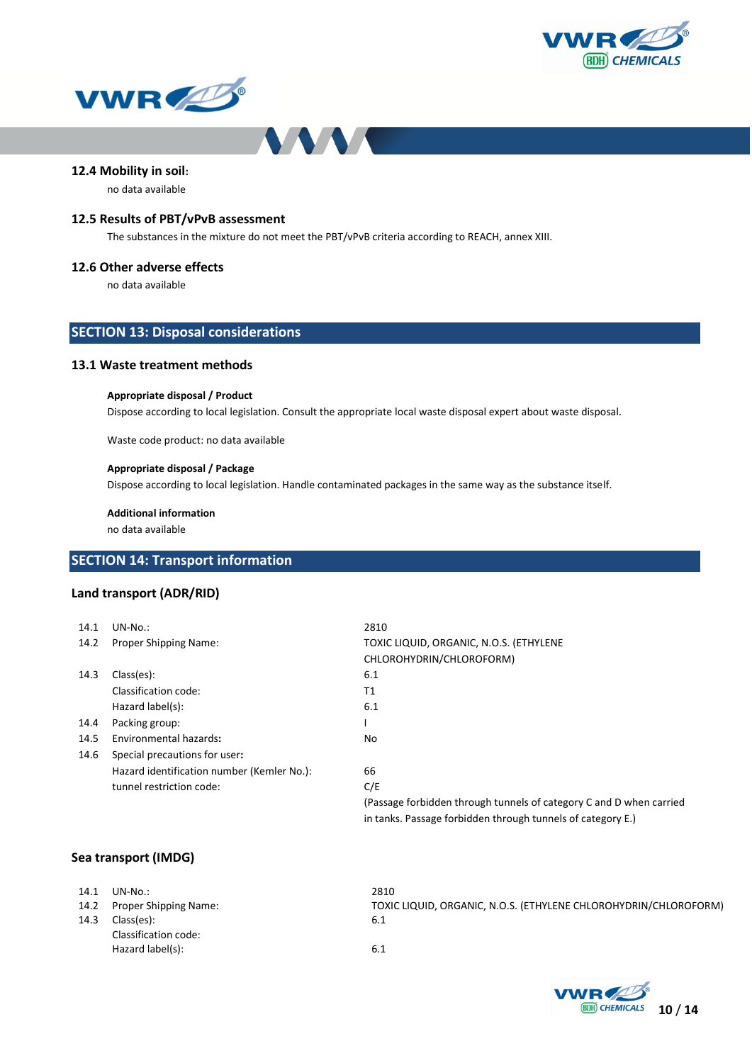### 12.4 Mobility in soil:

no data available

### 12.5 Results of PBT/vPvB assessment

The substances in the mixture do not meet the PBT/vPvB criteria according to REACH, annex XIII.

### 12.6 Other adverse effects

no data available

## SECTION 13: Disposal considerations

### 13.1 Waste treatment methods

**Appropriate disposal / Product**

Dispose according to local legislation. Consult the appropriate local waste disposal expert about waste disposal.

Waste code product: no data available

**Appropriate disposal / Package**

Dispose according to local legislation. Handle contaminated packages in the same way as the substance itself.

**Additional information**

no data available

## SECTION 14: Transport information

### Land transport (ADR/RID)

| | | |
|---|---|---|
| 14.1 | UN-No.: | 2810 |
| 14.2 | Proper Shipping Name: | TOXIC LIQUID, ORGANIC, N.O.S. (ETHYLENE CHLOROHYDRIN/CHLOROFORM) |
| 14.3 | Class(es): | 6.1 |
| | Classification code: | T1 |
| | Hazard label(s): | 6.1 |
| 14.4 | Packing group: | I |
| 14.5 | Environmental hazards: | No |
| 14.6 | Special precautions for user: | |
| | Hazard identification number (Kemler No.): | 66 |
| | tunnel restriction code: | C/E (Passage forbidden through tunnels of category C and D when carried in tanks. Passage forbidden through tunnels of category E.) |

### Sea transport (IMDG)

| | | |
|---|---|---|
| 14.1 | UN-No.: | 2810 |
| 14.2 | Proper Shipping Name: | TOXIC LIQUID, ORGANIC, N.O.S. (ETHYLENE CHLOROHYDRIN/CHLOROFORM) |
| 14.3 | Class(es): | 6.1 |
| | Classification code: | |
| | Hazard label(s): | 6.1 |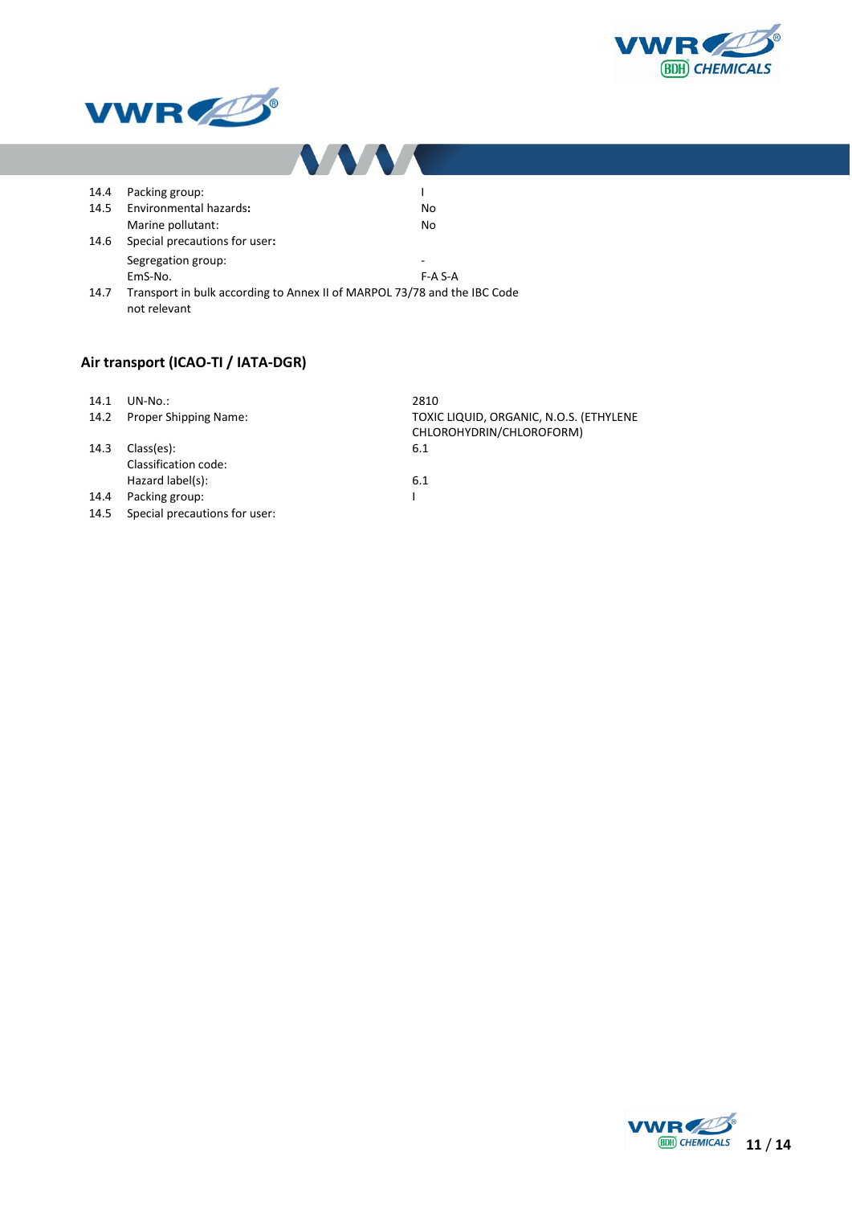| | | |
|---|---|---|
| 14.4 | Packing group: | I |
| 14.5 | Environmental hazards: | No |
| | Marine pollutant: | No |
| 14.6 | Special precautions for user: | |
| | Segregation group: | - |
| | EmS-No. | F-A S-A |
| 14.7 | Transport in bulk according to Annex II of MARPOL 73/78 and the IBC Code | |
| | not relevant | |

### Air transport (ICAO-TI / IATA-DGR)

| | | |
|---|---|---|
| 14.1 | UN-No.: | 2810 |
| 14.2 | Proper Shipping Name: | TOXIC LIQUID, ORGANIC, N.O.S. (ETHYLENE CHLOROHYDRIN/CHLOROFORM) |
| 14.3 | Class(es): | 6.1 |
| | Classification code: | |
| | Hazard label(s): | 6.1 |
| 14.4 | Packing group: | I |
| 14.5 | Special precautions for user: | |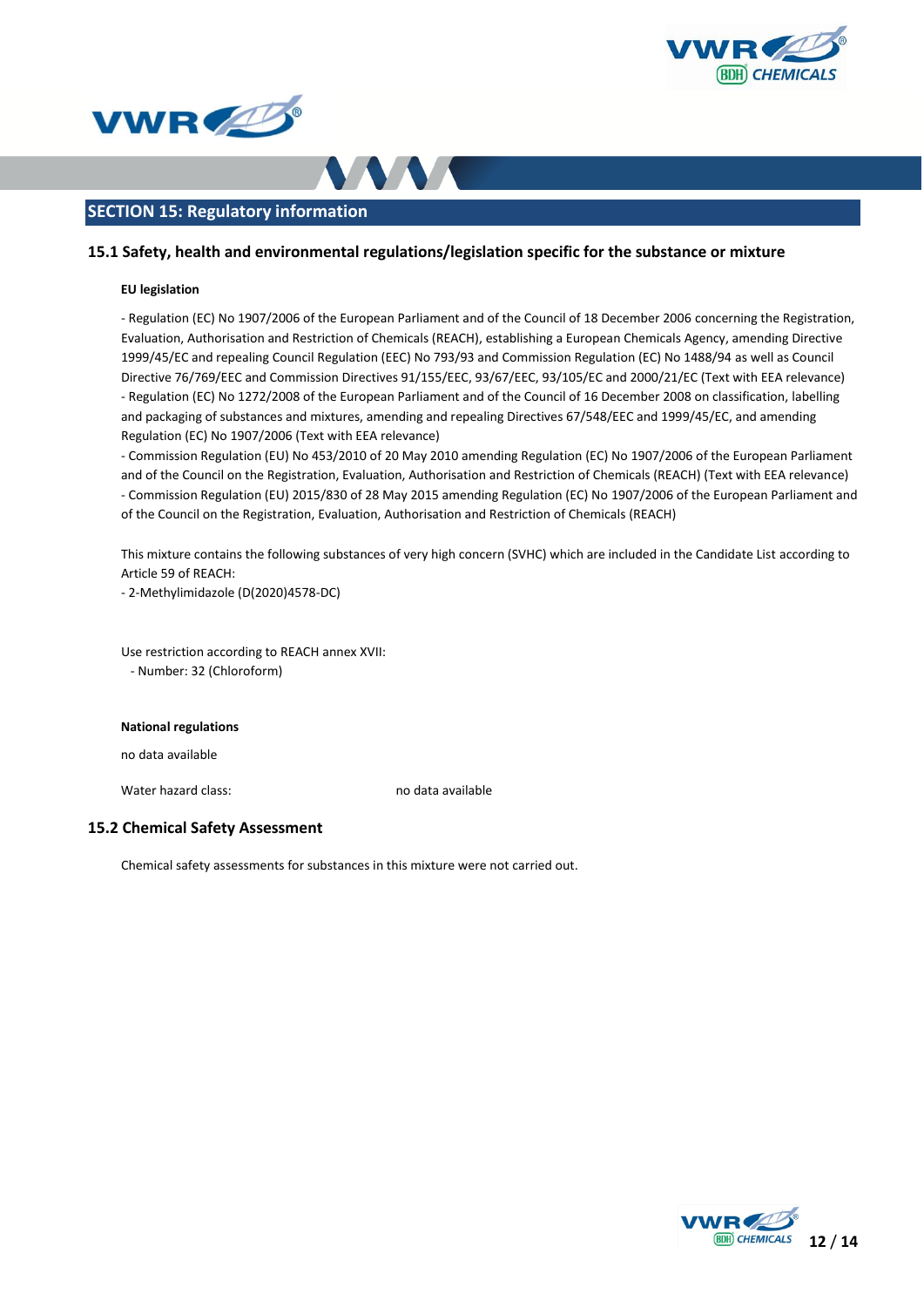## SECTION 15: Regulatory information

### 15.1 Safety, health and environmental regulations/legislation specific for the substance or mixture

**EU legislation**

- Regulation (EC) No 1907/2006 of the European Parliament and of the Council of 18 December 2006 concerning the Registration, Evaluation, Authorisation and Restriction of Chemicals (REACH), establishing a European Chemicals Agency, amending Directive 1999/45/EC and repealing Council Regulation (EEC) No 793/93 and Commission Regulation (EC) No 1488/94 as well as Council Directive 76/769/EEC and Commission Directives 91/155/EEC, 93/67/EEC, 93/105/EC and 2000/21/EC (Text with EEA relevance)
- Regulation (EC) No 1272/2008 of the European Parliament and of the Council of 16 December 2008 on classification, labelling and packaging of substances and mixtures, amending and repealing Directives 67/548/EEC and 1999/45/EC, and amending Regulation (EC) No 1907/2006 (Text with EEA relevance)
- Commission Regulation (EU) No 453/2010 of 20 May 2010 amending Regulation (EC) No 1907/2006 of the European Parliament and of the Council on the Registration, Evaluation, Authorisation and Restriction of Chemicals (REACH) (Text with EEA relevance)
- Commission Regulation (EU) 2015/830 of 28 May 2015 amending Regulation (EC) No 1907/2006 of the European Parliament and of the Council on the Registration, Evaluation, Authorisation and Restriction of Chemicals (REACH)

This mixture contains the following substances of very high concern (SVHC) which are included in the Candidate List according to Article 59 of REACH:
- 2-Methylimidazole (D(2020)4578-DC)

Use restriction according to REACH annex XVII:
- Number: 32 (Chloroform)

**National regulations**

no data available

Water hazard class: no data available

### 15.2 Chemical Safety Assessment

Chemical safety assessments for substances in this mixture were not carried out.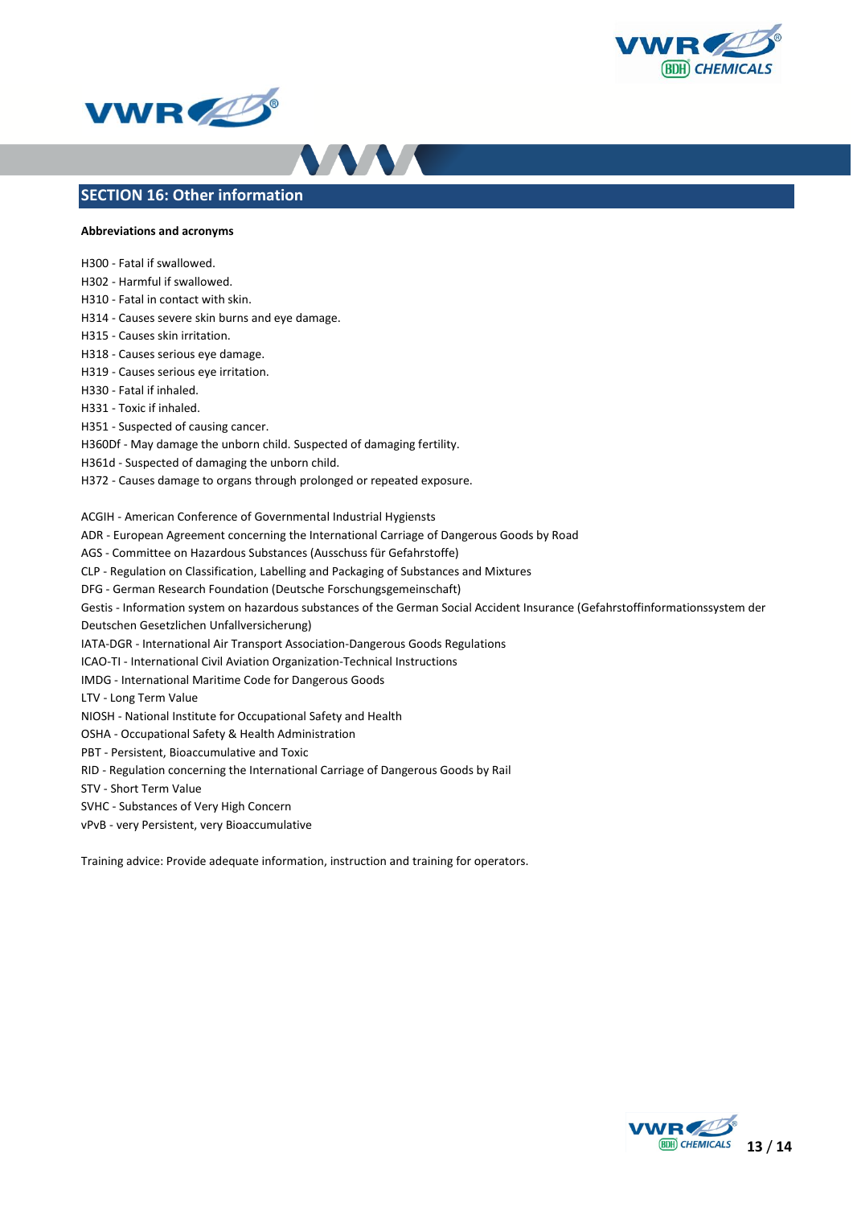## SECTION 16: Other information

**Abbreviations and acronyms**

H300 - Fatal if swallowed.
H302 - Harmful if swallowed.
H310 - Fatal in contact with skin.
H314 - Causes severe skin burns and eye damage.
H315 - Causes skin irritation.
H318 - Causes serious eye damage.
H319 - Causes serious eye irritation.
H330 - Fatal if inhaled.
H331 - Toxic if inhaled.
H351 - Suspected of causing cancer.
H360Df - May damage the unborn child. Suspected of damaging fertility.
H361d - Suspected of damaging the unborn child.
H372 - Causes damage to organs through prolonged or repeated exposure.

ACGIH - American Conference of Governmental Industrial Hygiensts
ADR - European Agreement concerning the International Carriage of Dangerous Goods by Road
AGS - Committee on Hazardous Substances (Ausschuss für Gefahrstoffe)
CLP - Regulation on Classification, Labelling and Packaging of Substances and Mixtures
DFG - German Research Foundation (Deutsche Forschungsgemeinschaft)
Gestis - Information system on hazardous substances of the German Social Accident Insurance (Gefahrstoffinformationssystem der Deutschen Gesetzlichen Unfallversicherung)
IATA-DGR - International Air Transport Association-Dangerous Goods Regulations
ICAO-TI - International Civil Aviation Organization-Technical Instructions
IMDG - International Maritime Code for Dangerous Goods
LTV - Long Term Value
NIOSH - National Institute for Occupational Safety and Health
OSHA - Occupational Safety & Health Administration
PBT - Persistent, Bioaccumulative and Toxic
RID - Regulation concerning the International Carriage of Dangerous Goods by Rail
STV - Short Term Value
SVHC - Substances of Very High Concern
vPvB - very Persistent, very Bioaccumulative

Training advice: Provide adequate information, instruction and training for operators.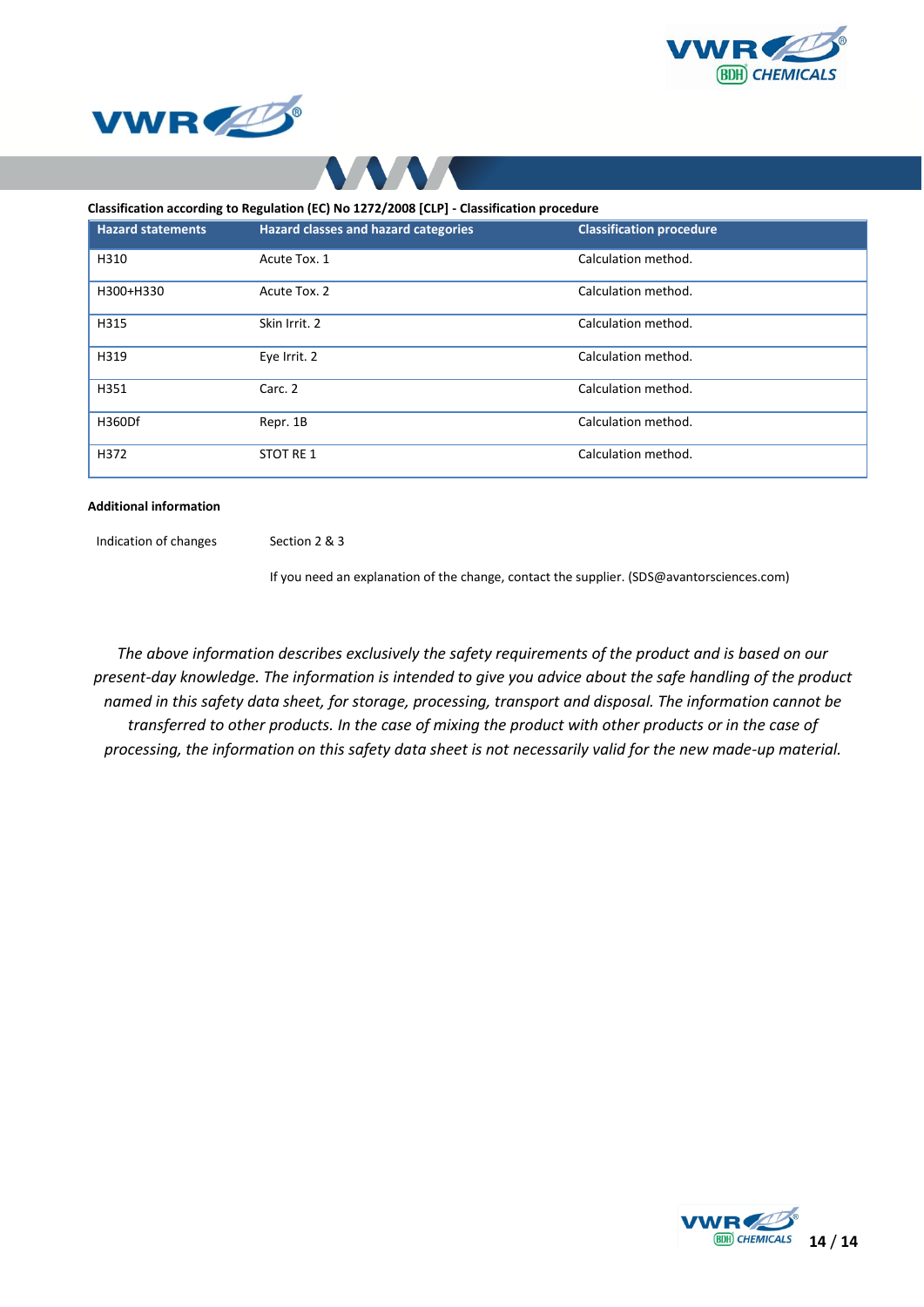**Classification according to Regulation (EC) No 1272/2008 [CLP] - Classification procedure**

| Hazard statements | Hazard classes and hazard categories | Classification procedure |
|---|---|---|
| H310 | Acute Tox. 1 | Calculation method. |
| H300+H330 | Acute Tox. 2 | Calculation method. |
| H315 | Skin Irrit. 2 | Calculation method. |
| H319 | Eye Irrit. 2 | Calculation method. |
| H351 | Carc. 2 | Calculation method. |
| H360Df | Repr. 1B | Calculation method. |
| H372 | STOT RE 1 | Calculation method. |

**Additional information**

Indication of changes — Section 2 & 3

If you need an explanation of the change, contact the supplier. (SDS@avantorsciences.com)

*The above information describes exclusively the safety requirements of the product and is based on our present-day knowledge. The information is intended to give you advice about the safe handling of the product named in this safety data sheet, for storage, processing, transport and disposal. The information cannot be transferred to other products. In the case of mixing the product with other products or in the case of processing, the information on this safety data sheet is not necessarily valid for the new made-up material.*